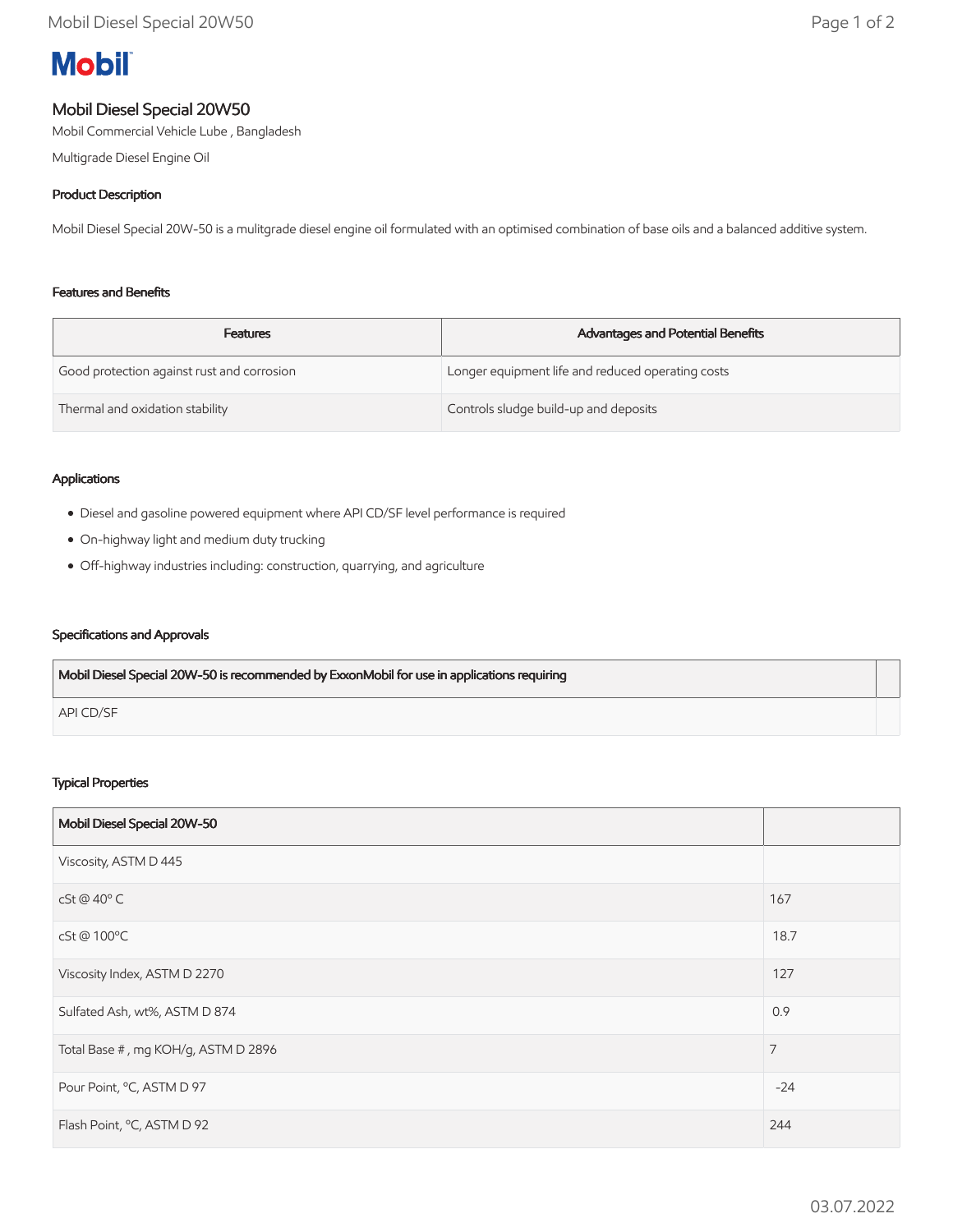Mobil

# Mobil Diesel Special 20W50

Mobil Commercial Vehicle Lube , Bangladesh

Multigrade Diesel Engine Oil

### Product Description

Mobil Diesel Special 20W-50 is a mulitgrade diesel engine oil formulated with an optimised combination of base oils and a balanced additive system.

### Features and Benefits

| Features | Advantages and Potential Benefits |
|---|---|
| Good protection against rust and corrosion | Longer equipment life and reduced operating costs |
| Thermal and oxidation stability | Controls sludge build-up and deposits |

### Applications

- Diesel and gasoline powered equipment where API CD/SF level performance is required
- On-highway light and medium duty trucking
- Off-highway industries including: construction, quarrying, and agriculture

### Specifications and Approvals

| Mobil Diesel Special 20W-50 is recommended by ExxonMobil for use in applications requiring | |
|---|---|
| API CD/SF | |

### Typical Properties

| Mobil Diesel Special 20W-50 | |
|---|---|
| Viscosity, ASTM D 445 | |
| cSt @ 40º C | 167 |
| cSt @ 100ºC | 18.7 |
| Viscosity Index, ASTM D 2270 | 127 |
| Sulfated Ash, wt%, ASTM D 874 | 0.9 |
| Total Base # , mg KOH/g, ASTM D 2896 | 7 |
| Pour Point, °C, ASTM D 97 | -24 |
| Flash Point, °C, ASTM D 92 | 244 |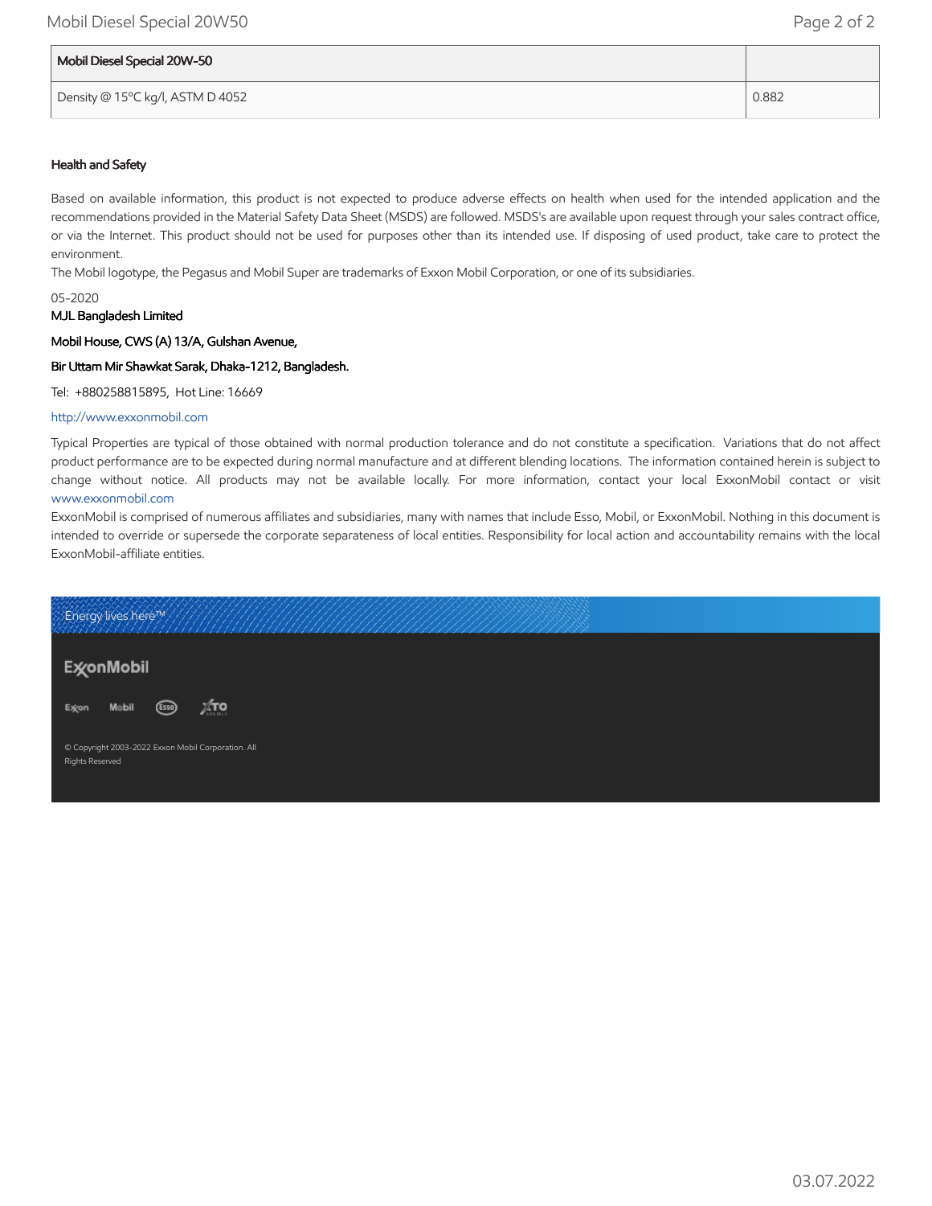| Mobil Diesel Special 20W-50 | |
|---|---|
| Density @ 15ºC kg/l, ASTM D 4052 | 0.882 |

### Health and Safety

Based on available information, this product is not expected to produce adverse effects on health when used for the intended application and the recommendations provided in the Material Safety Data Sheet (MSDS) are followed. MSDS's are available upon request through your sales contract office, or via the Internet. This product should not be used for purposes other than its intended use. If disposing of used product, take care to protect the environment.

The Mobil logotype, the Pegasus and Mobil Super are trademarks of Exxon Mobil Corporation, or one of its subsidiaries.

05-2020

**MJL Bangladesh Limited**

**Mobil House, CWS (A) 13/A, Gulshan Avenue,**

**Bir Uttam Mir Shawkat Sarak, Dhaka-1212, Bangladesh.**

Tel: +880258815895, Hot Line: 16669

http://www.exxonmobil.com

Typical Properties are typical of those obtained with normal production tolerance and do not constitute a specification. Variations that do not affect product performance are to be expected during normal manufacture and at different blending locations. The information contained herein is subject to change without notice. All products may not be available locally. For more information, contact your local ExxonMobil contact or visit www.exxonmobil.com

ExxonMobil is comprised of numerous affiliates and subsidiaries, many with names that include Esso, Mobil, or ExxonMobil. Nothing in this document is intended to override or supersede the corporate separateness of local entities. Responsibility for local action and accountability remains with the local ExxonMobil-affiliate entities.

Energy lives here™

ExxonMobil

Exxon Mobil Esso XTO

© Copyright 2003-2022 Exxon Mobil Corporation. All Rights Reserved